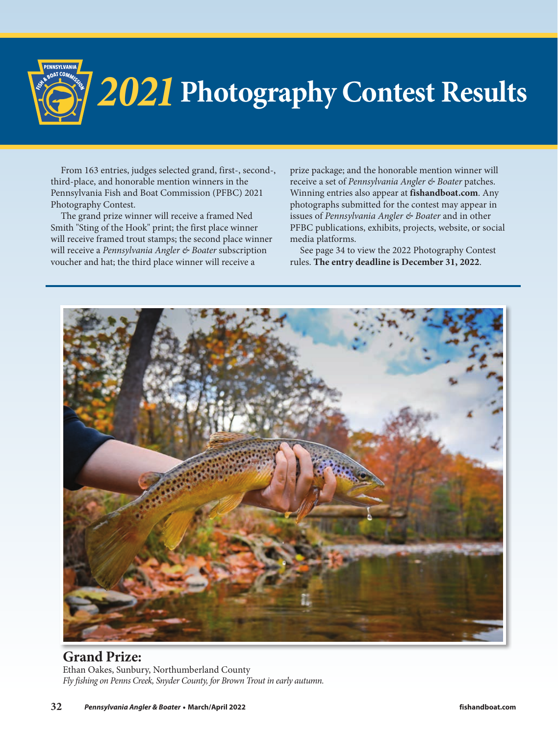# 2021 Photography Contest Results

From 163 entries, judges selected grand, first-, second-, third-place, and honorable mention winners in the Pennsylvania Fish and Boat Commission (PFBC) 2021 Photography Contest.

The grand prize winner will receive a framed Ned Smith "Sting of the Hook" print; the first place winner will receive framed trout stamps; the second place winner will receive a *Pennsylvania Angler & Boater* subscription voucher and hat; the third place winner will receive a prize package; and the honorable mention winner will receive a set of *Pennsylvania Angler & Boater* patches. Winning entries also appear at **fishandboat.com**. Any photographs submitted for the contest may appear in issues of *Pennsylvania Angler & Boater* and in other PFBC publications, exhibits, projects, website, or social media platforms.

See page 34 to view the 2022 Photography Contest rules. **The entry deadline is December 31, 2022**.

## Grand Prize:

Ethan Oakes, Sunbury, Northumberland County

*Fly fishing on Penns Creek, Snyder County, for Brown Trout in early autumn.*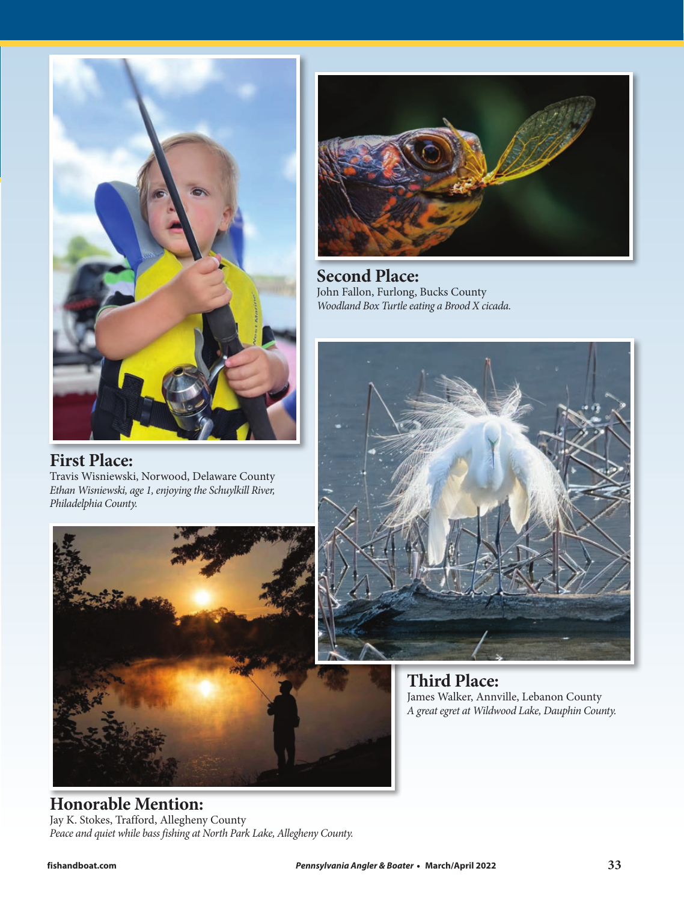**First Place:**
Travis Wisniewski, Norwood, Delaware County
*Ethan Wisniewski, age 1, enjoying the Schuylkill River, Philadelphia County.*

**Second Place:**
John Fallon, Furlong, Bucks County
*Woodland Box Turtle eating a Brood X cicada.*

**Third Place:**
James Walker, Annville, Lebanon County
*A great egret at Wildwood Lake, Dauphin County.*

**Honorable Mention:**
Jay K. Stokes, Trafford, Allegheny County
*Peace and quiet while bass fishing at North Park Lake, Allegheny County.*